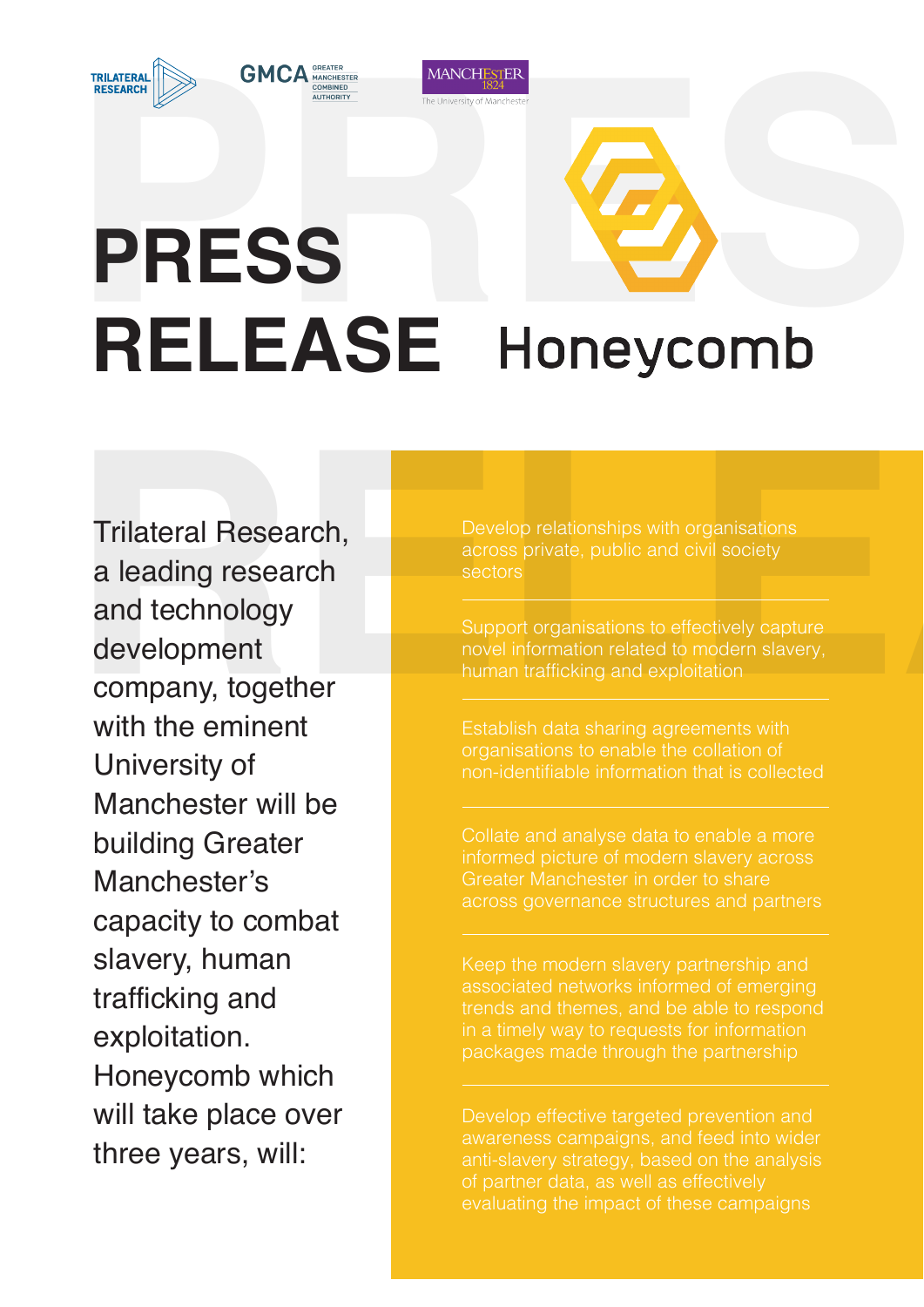# PRESS RELEASE

## Honeycomb

Trilateral Research, a leading research and technology development company, together with the eminent University of Manchester will be building Greater Manchester's capacity to combat slavery, human trafficking and exploitation. Honeycomb which will take place over three years, will:

- Develop relationships with organisations across private, public and civil society sectors
- Support organisations to effectively capture novel information related to modern slavery, human trafficking and exploitation
- Establish data sharing agreements with organisations to enable the collation of non-identifiable information that is collected
- Collate and analyse data to enable a more informed picture of modern slavery across Greater Manchester in order to share across governance structures and partners
- Keep the modern slavery partnership and associated networks informed of emerging trends and themes, and be able to respond in a timely way to requests for information packages made through the partnership
- Develop effective targeted prevention and awareness campaigns, and feed into wider anti-slavery strategy, based on the analysis of partner data, as well as effectively evaluating the impact of these campaigns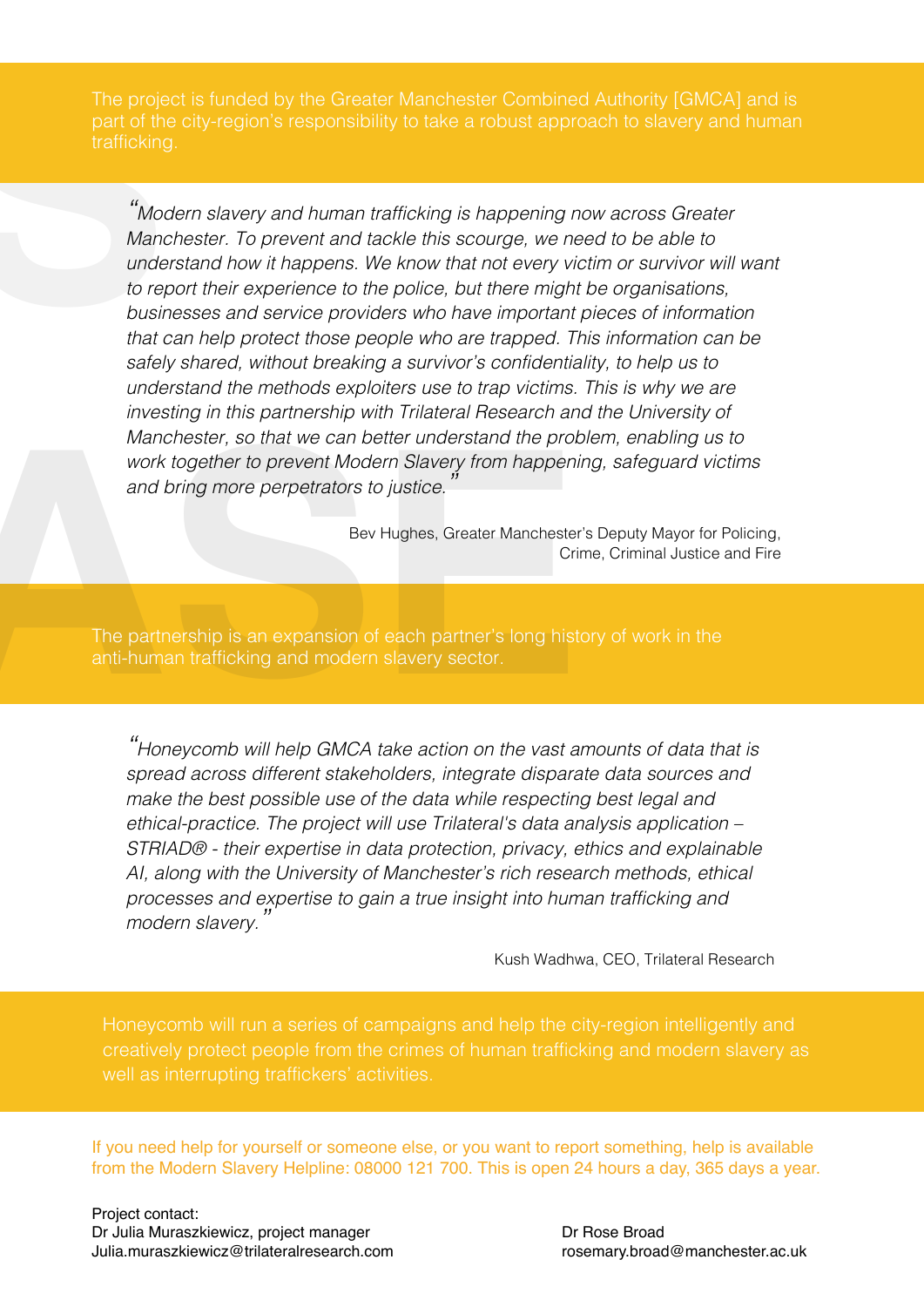The project is funded by the Greater Manchester Combined Authority [GMCA] and is part of the city-region's responsibility to take a robust approach to slavery and human trafficking.

> *"Modern slavery and human trafficking is happening now across Greater Manchester. To prevent and tackle this scourge, we need to be able to understand how it happens. We know that not every victim or survivor will want to report their experience to the police, but there might be organisations, businesses and service providers who have important pieces of information that can help protect those people who are trapped. This information can be safely shared, without breaking a survivor's confidentiality, to help us to understand the methods exploiters use to trap victims. This is why we are investing in this partnership with Trilateral Research and the University of Manchester, so that we can better understand the problem, enabling us to work together to prevent Modern Slavery from happening, safeguard victims and bring more perpetrators to justice."*

Bev Hughes, Greater Manchester's Deputy Mayor for Policing, Crime, Criminal Justice and Fire

The partnership is an expansion of each partner's long history of work in the anti-human trafficking and modern slavery sector.

> *"Honeycomb will help GMCA take action on the vast amounts of data that is spread across different stakeholders, integrate disparate data sources and make the best possible use of the data while respecting best legal and ethical-practice. The project will use Trilateral's data analysis application – STRIAD® - their expertise in data protection, privacy, ethics and explainable AI, along with the University of Manchester's rich research methods, ethical processes and expertise to gain a true insight into human trafficking and modern slavery."*

Kush Wadhwa, CEO, Trilateral Research

Honeycomb will run a series of campaigns and help the city-region intelligently and creatively protect people from the crimes of human trafficking and modern slavery as well as interrupting traffickers' activities.

If you need help for yourself or someone else, or you want to report something, help is available from the Modern Slavery Helpline: 08000 121 700. This is open 24 hours a day, 365 days a year.

Project contact:
Dr Julia Muraszkiewicz, project manager
Julia.muraszkiewicz@trilateralresearch.com

Dr Rose Broad
rosemary.broad@manchester.ac.uk